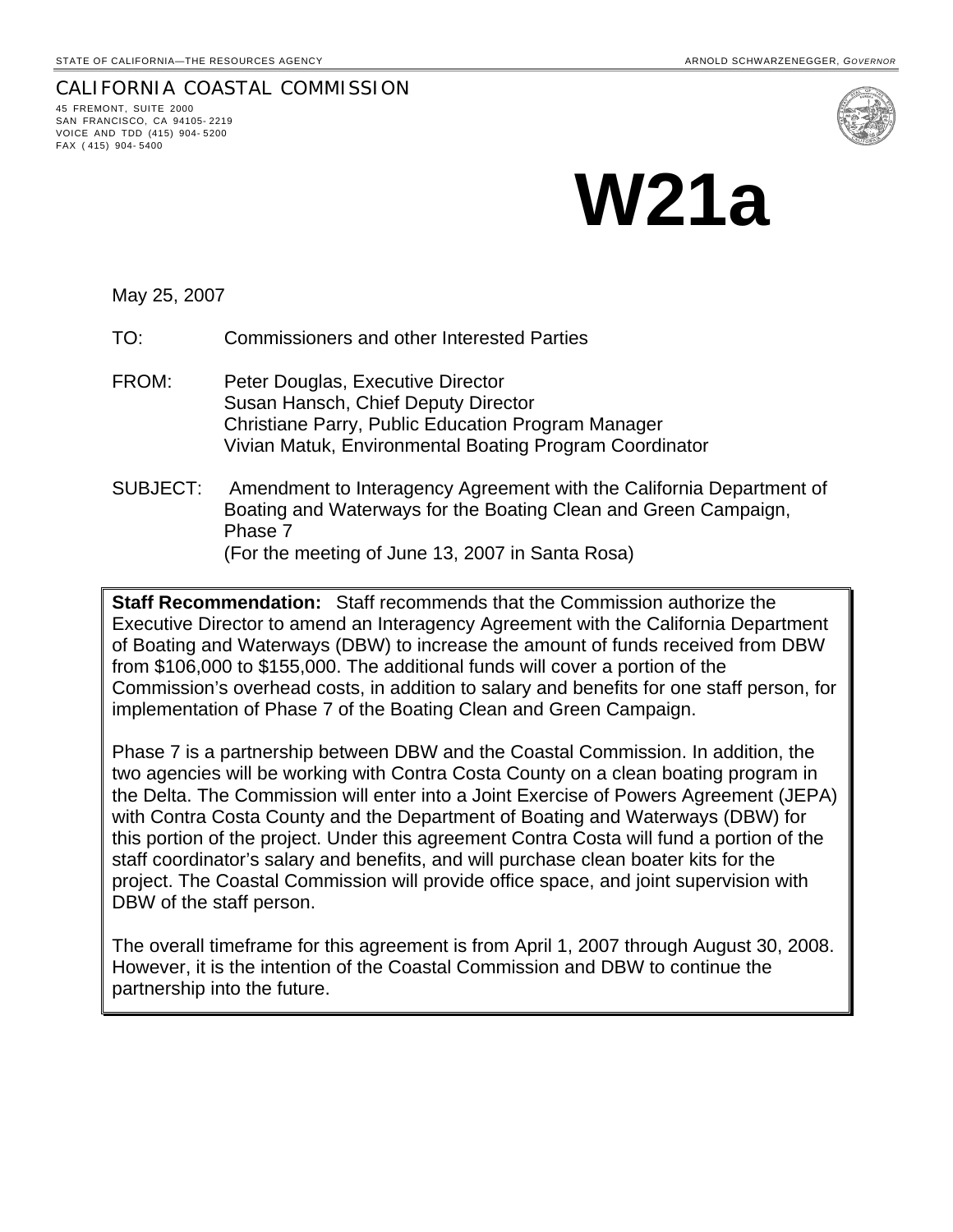STATE OF CALIFORNIA—THE RESOURCES AGENCY

ARNOLD SCHWARZENEGGER, *GOVERNOR*

CALIFORNIA COASTAL COMMISSION
45 FREMONT, SUITE 2000
SAN FRANCISCO, CA 94105-2219
VOICE AND TDD (415) 904-5200
FAX (415) 904-5400

# W21a

May 25, 2007

TO: Commissioners and other Interested Parties

FROM: Peter Douglas, Executive Director
Susan Hansch, Chief Deputy Director
Christiane Parry, Public Education Program Manager
Vivian Matuk, Environmental Boating Program Coordinator

SUBJECT: Amendment to Interagency Agreement with the California Department of Boating and Waterways for the Boating Clean and Green Campaign, Phase 7
(For the meeting of June 13, 2007 in Santa Rosa)

**Staff Recommendation:** Staff recommends that the Commission authorize the Executive Director to amend an Interagency Agreement with the California Department of Boating and Waterways (DBW) to increase the amount of funds received from DBW from $106,000 to $155,000. The additional funds will cover a portion of the Commission's overhead costs, in addition to salary and benefits for one staff person, for implementation of Phase 7 of the Boating Clean and Green Campaign.

Phase 7 is a partnership between DBW and the Coastal Commission. In addition, the two agencies will be working with Contra Costa County on a clean boating program in the Delta. The Commission will enter into a Joint Exercise of Powers Agreement (JEPA) with Contra Costa County and the Department of Boating and Waterways (DBW) for this portion of the project. Under this agreement Contra Costa will fund a portion of the staff coordinator's salary and benefits, and will purchase clean boater kits for the project. The Coastal Commission will provide office space, and joint supervision with DBW of the staff person.

The overall timeframe for this agreement is from April 1, 2007 through August 30, 2008. However, it is the intention of the Coastal Commission and DBW to continue the partnership into the future.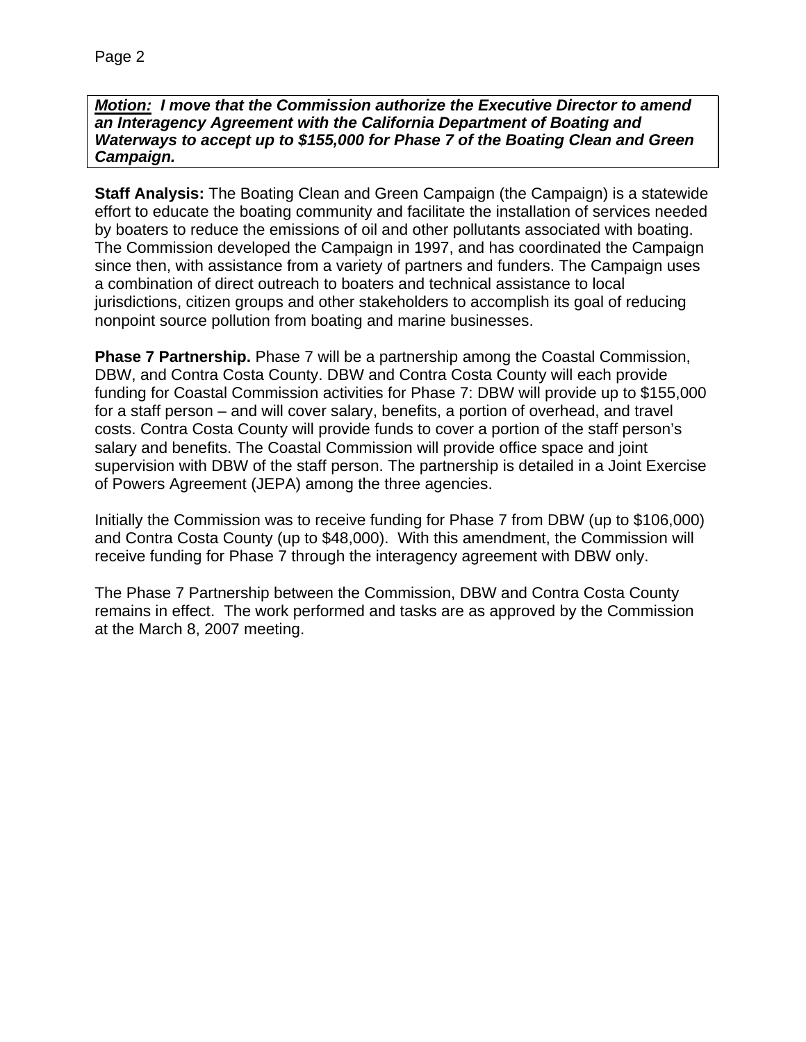***Motion:* I move that the Commission authorize the Executive Director to amend an Interagency Agreement with the California Department of Boating and Waterways to accept up to $155,000 for Phase 7 of the Boating Clean and Green Campaign.**

**Staff Analysis:** The Boating Clean and Green Campaign (the Campaign) is a statewide effort to educate the boating community and facilitate the installation of services needed by boaters to reduce the emissions of oil and other pollutants associated with boating. The Commission developed the Campaign in 1997, and has coordinated the Campaign since then, with assistance from a variety of partners and funders. The Campaign uses a combination of direct outreach to boaters and technical assistance to local jurisdictions, citizen groups and other stakeholders to accomplish its goal of reducing nonpoint source pollution from boating and marine businesses.

**Phase 7 Partnership.** Phase 7 will be a partnership among the Coastal Commission, DBW, and Contra Costa County. DBW and Contra Costa County will each provide funding for Coastal Commission activities for Phase 7: DBW will provide up to $155,000 for a staff person – and will cover salary, benefits, a portion of overhead, and travel costs. Contra Costa County will provide funds to cover a portion of the staff person's salary and benefits. The Coastal Commission will provide office space and joint supervision with DBW of the staff person. The partnership is detailed in a Joint Exercise of Powers Agreement (JEPA) among the three agencies.

Initially the Commission was to receive funding for Phase 7 from DBW (up to $106,000) and Contra Costa County (up to $48,000). With this amendment, the Commission will receive funding for Phase 7 through the interagency agreement with DBW only.

The Phase 7 Partnership between the Commission, DBW and Contra Costa County remains in effect. The work performed and tasks are as approved by the Commission at the March 8, 2007 meeting.